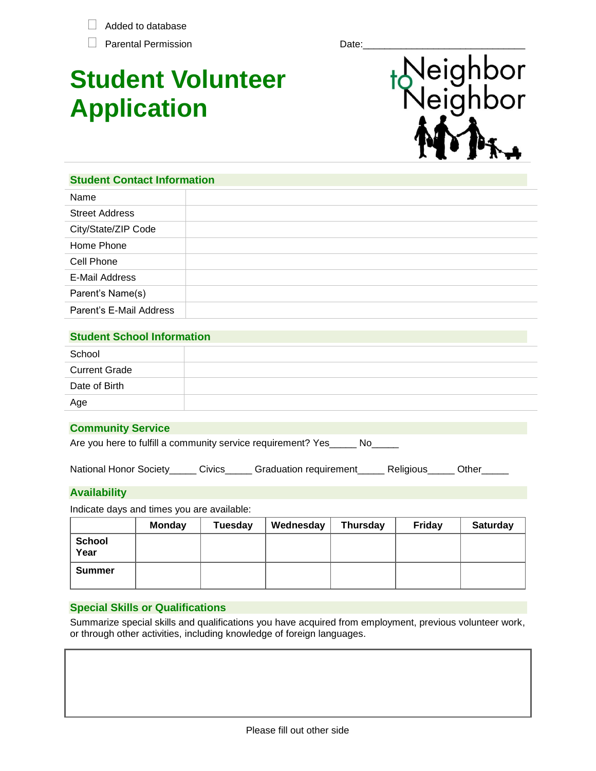☐ Added to database

☐ Parental Permission

Date:______________________________

# Student Volunteer Application

Neighbor to Neighbor

## Student Contact Information

| | |
|---|---|
| Name | |
| Street Address | |
| City/State/ZIP Code | |
| Home Phone | |
| Cell Phone | |
| E-Mail Address | |
| Parent's Name(s) | |
| Parent's E-Mail Address | |

## Student School Information

| | |
|---|---|
| School | |
| Current Grade | |
| Date of Birth | |
| Age | |

## Community Service

Are you here to fulfill a community service requirement? Yes_____ No_____

National Honor Society_____ Civics_____ Graduation requirement_____ Religious_____ Other_____

## Availability

Indicate days and times you are available:

| | Monday | Tuesday | Wednesday | Thursday | Friday | Saturday |
|---|---|---|---|---|---|---|
| **School Year** | | | | | | |
| **Summer** | | | | | | |

## Special Skills or Qualifications

Summarize special skills and qualifications you have acquired from employment, previous volunteer work, or through other activities, including knowledge of foreign languages.

| |
|---|
| |

Please fill out other side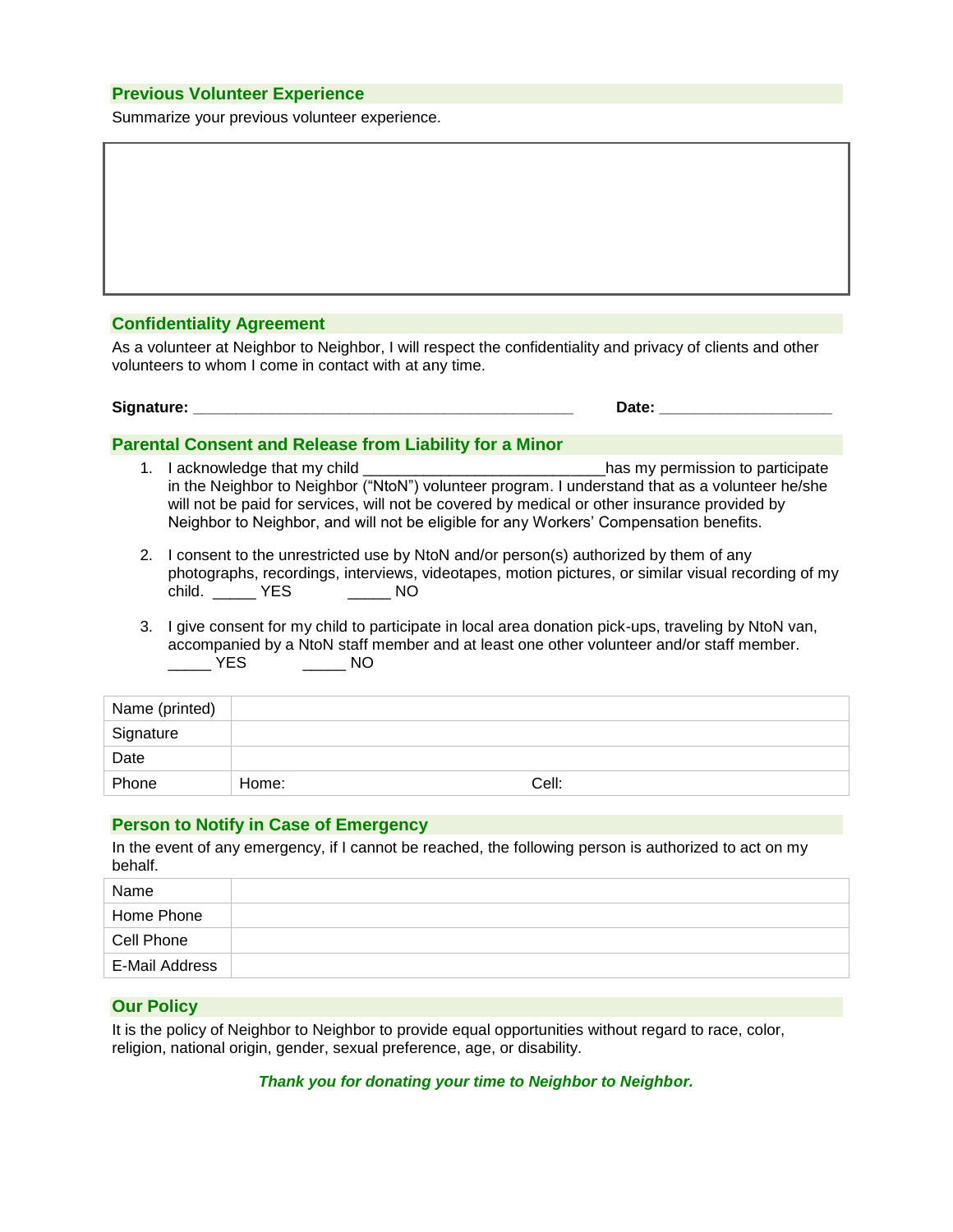## Previous Volunteer Experience

Summarize your previous volunteer experience.

| |
|---|
| |

## Confidentiality Agreement

As a volunteer at Neighbor to Neighbor, I will respect the confidentiality and privacy of clients and other volunteers to whom I come in contact with at any time.

**Signature:** _____________________________________________ **Date:** ____________________

## Parental Consent and Release from Liability for a Minor

1. I acknowledge that my child ____________________________has my permission to participate in the Neighbor to Neighbor ("NtoN") volunteer program. I understand that as a volunteer he/she will not be paid for services, will not be covered by medical or other insurance provided by Neighbor to Neighbor, and will not be eligible for any Workers' Compensation benefits.

2. I consent to the unrestricted use by NtoN and/or person(s) authorized by them of any photographs, recordings, interviews, videotapes, motion pictures, or similar visual recording of my child. _____ YES _____ NO

3. I give consent for my child to participate in local area donation pick-ups, traveling by NtoN van, accompanied by a NtoN staff member and at least one other volunteer and/or staff member. _____ YES _____ NO

| | | |
|---|---|---|
| Name (printed) | | |
| Signature | | |
| Date | | |
| Phone | Home: | Cell: |

## Person to Notify in Case of Emergency

In the event of any emergency, if I cannot be reached, the following person is authorized to act on my behalf.

| | |
|---|---|
| Name | |
| Home Phone | |
| Cell Phone | |
| E-Mail Address | |

## Our Policy

It is the policy of Neighbor to Neighbor to provide equal opportunities without regard to race, color, religion, national origin, gender, sexual preference, age, or disability.

***Thank you for donating your time to Neighbor to Neighbor.***